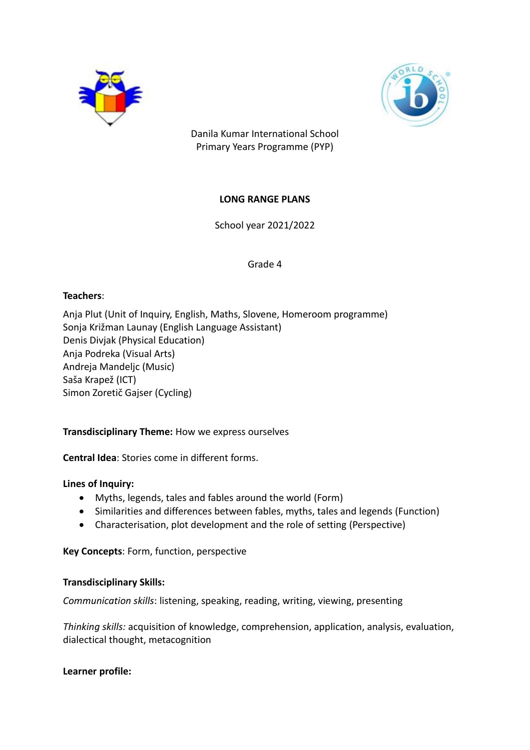Danila Kumar International School
Primary Years Programme (PYP)

**LONG RANGE PLANS**

School year 2021/2022

Grade 4

**Teachers**:

Anja Plut (Unit of Inquiry, English, Maths, Slovene, Homeroom programme)
Sonja Križman Launay (English Language Assistant)
Denis Divjak (Physical Education)
Anja Podreka (Visual Arts)
Andreja Mandeljc (Music)
Saša Krapež (ICT)
Simon Zoretič Gajser (Cycling)

**Transdisciplinary Theme:** How we express ourselves

**Central Idea**: Stories come in different forms.

**Lines of Inquiry:**

- Myths, legends, tales and fables around the world (Form)
- Similarities and differences between fables, myths, tales and legends (Function)
- Characterisation, plot development and the role of setting (Perspective)

**Key Concepts**: Form, function, perspective

**Transdisciplinary Skills:**

*Communication skills*: listening, speaking, reading, writing, viewing, presenting

*Thinking skills:* acquisition of knowledge, comprehension, application, analysis, evaluation, dialectical thought, metacognition

**Learner profile:**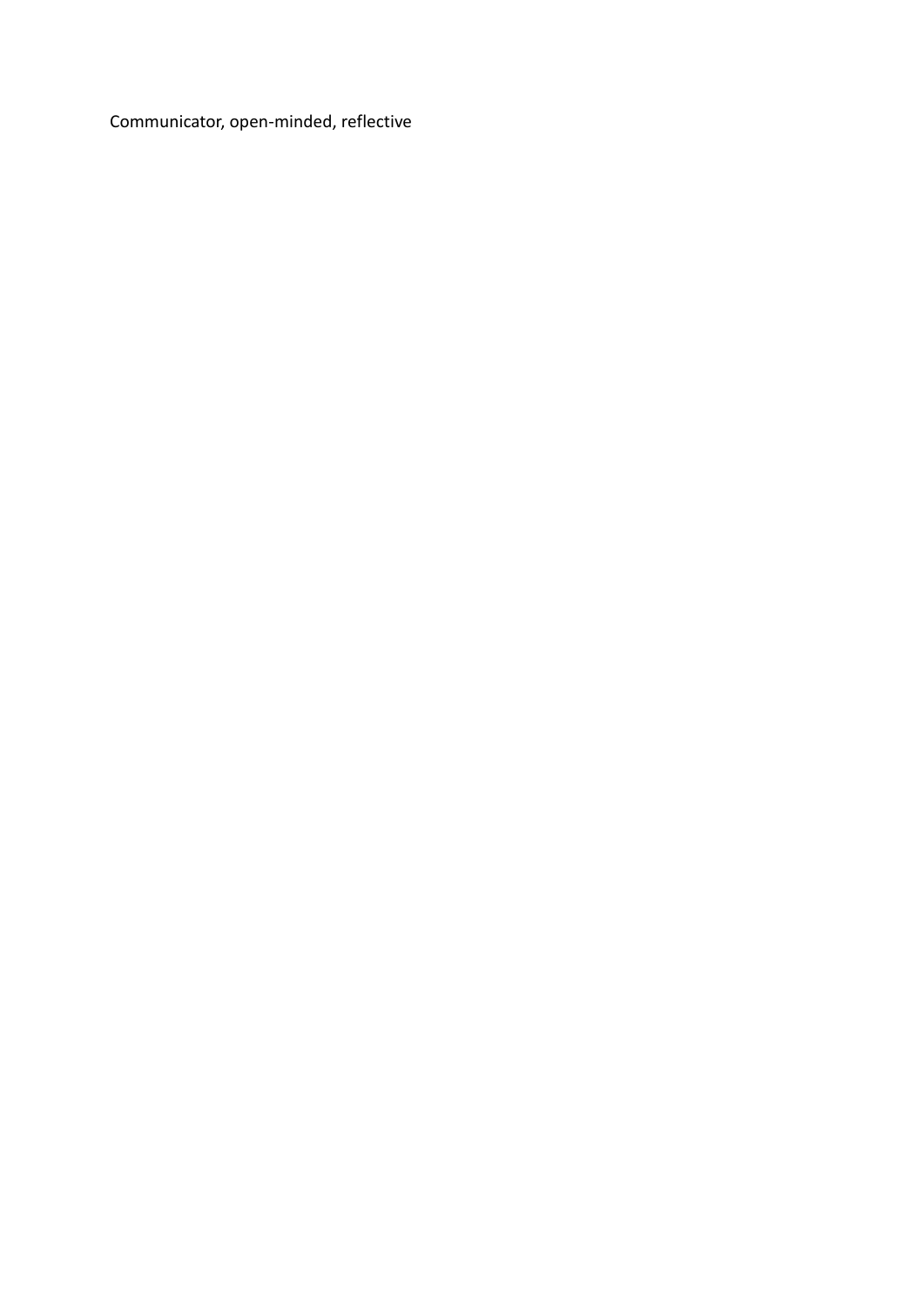Communicator, open-minded, reflective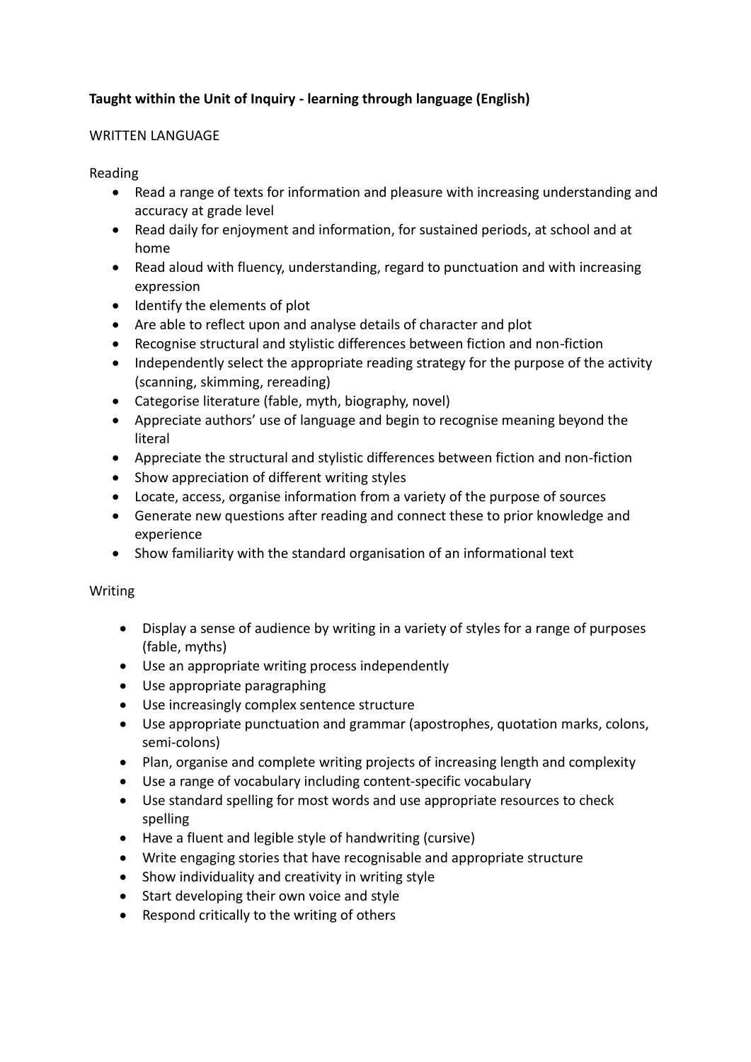**Taught within the Unit of Inquiry - learning through language (English)**

WRITTEN LANGUAGE

Reading

- Read a range of texts for information and pleasure with increasing understanding and accuracy at grade level
- Read daily for enjoyment and information, for sustained periods, at school and at home
- Read aloud with fluency, understanding, regard to punctuation and with increasing expression
- Identify the elements of plot
- Are able to reflect upon and analyse details of character and plot
- Recognise structural and stylistic differences between fiction and non-fiction
- Independently select the appropriate reading strategy for the purpose of the activity (scanning, skimming, rereading)
- Categorise literature (fable, myth, biography, novel)
- Appreciate authors' use of language and begin to recognise meaning beyond the literal
- Appreciate the structural and stylistic differences between fiction and non-fiction
- Show appreciation of different writing styles
- Locate, access, organise information from a variety of the purpose of sources
- Generate new questions after reading and connect these to prior knowledge and experience
- Show familiarity with the standard organisation of an informational text

Writing

- Display a sense of audience by writing in a variety of styles for a range of purposes (fable, myths)
- Use an appropriate writing process independently
- Use appropriate paragraphing
- Use increasingly complex sentence structure
- Use appropriate punctuation and grammar (apostrophes, quotation marks, colons, semi-colons)
- Plan, organise and complete writing projects of increasing length and complexity
- Use a range of vocabulary including content-specific vocabulary
- Use standard spelling for most words and use appropriate resources to check spelling
- Have a fluent and legible style of handwriting (cursive)
- Write engaging stories that have recognisable and appropriate structure
- Show individuality and creativity in writing style
- Start developing their own voice and style
- Respond critically to the writing of others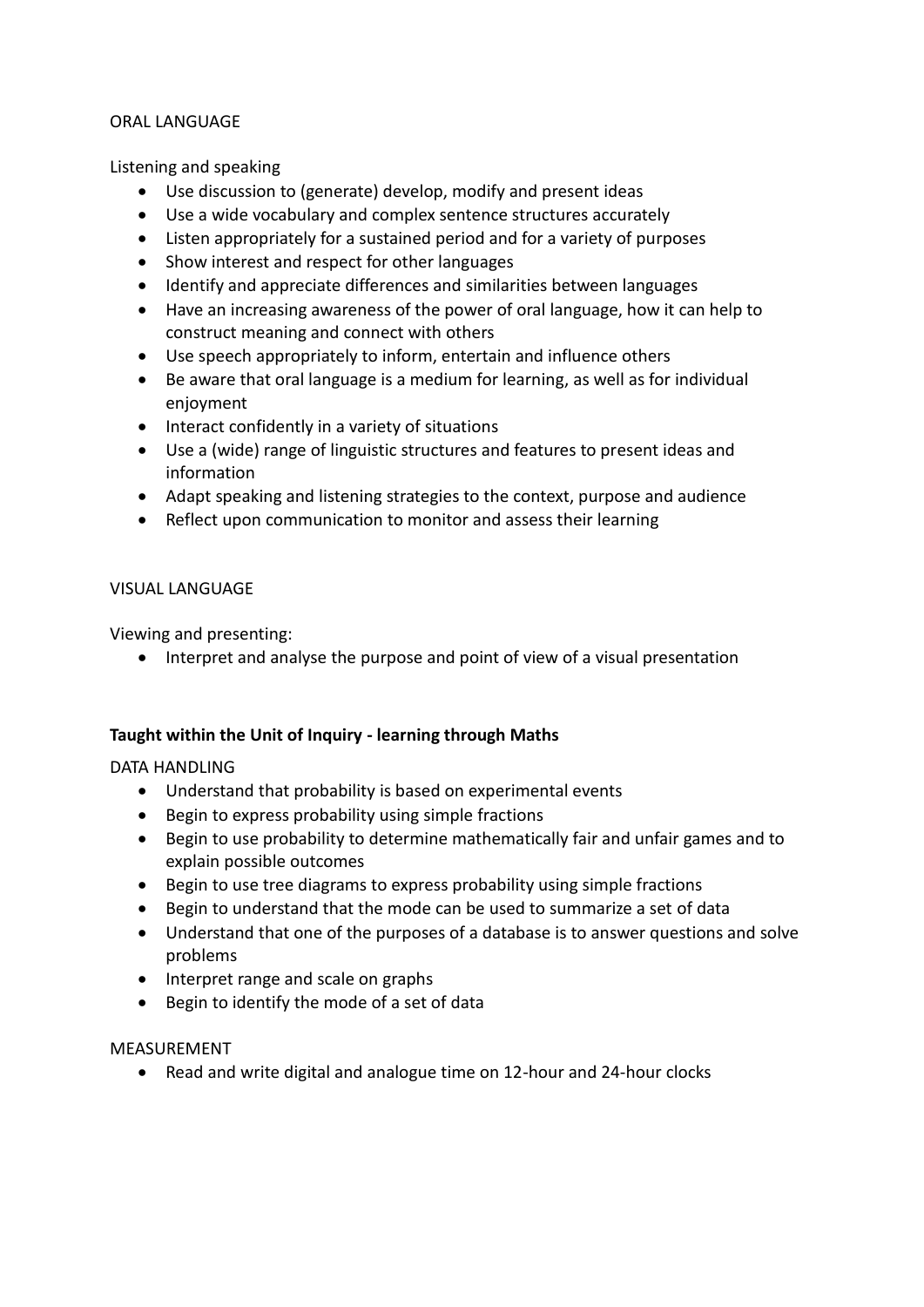ORAL LANGUAGE

Listening and speaking

- Use discussion to (generate) develop, modify and present ideas
- Use a wide vocabulary and complex sentence structures accurately
- Listen appropriately for a sustained period and for a variety of purposes
- Show interest and respect for other languages
- Identify and appreciate differences and similarities between languages
- Have an increasing awareness of the power of oral language, how it can help to construct meaning and connect with others
- Use speech appropriately to inform, entertain and influence others
- Be aware that oral language is a medium for learning, as well as for individual enjoyment
- Interact confidently in a variety of situations
- Use a (wide) range of linguistic structures and features to present ideas and information
- Adapt speaking and listening strategies to the context, purpose and audience
- Reflect upon communication to monitor and assess their learning

VISUAL LANGUAGE

Viewing and presenting:

- Interpret and analyse the purpose and point of view of a visual presentation

**Taught within the Unit of Inquiry - learning through Maths**

DATA HANDLING

- Understand that probability is based on experimental events
- Begin to express probability using simple fractions
- Begin to use probability to determine mathematically fair and unfair games and to explain possible outcomes
- Begin to use tree diagrams to express probability using simple fractions
- Begin to understand that the mode can be used to summarize a set of data
- Understand that one of the purposes of a database is to answer questions and solve problems
- Interpret range and scale on graphs
- Begin to identify the mode of a set of data

MEASUREMENT

- Read and write digital and analogue time on 12-hour and 24-hour clocks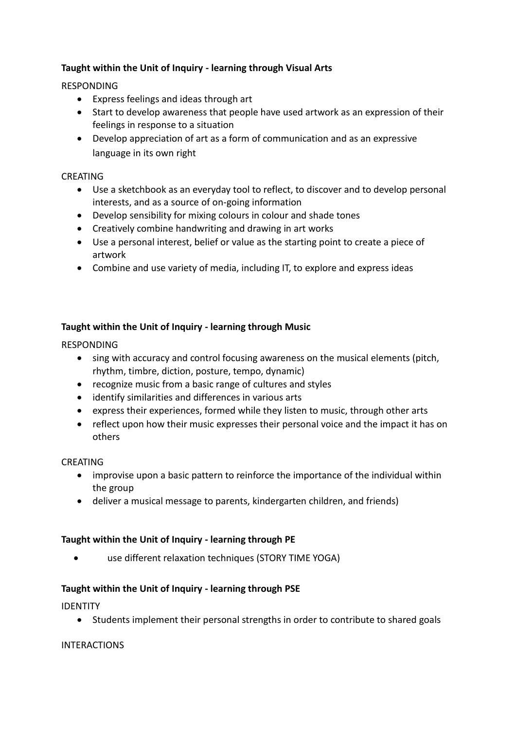**Taught within the Unit of Inquiry - learning through Visual Arts**

RESPONDING

- Express feelings and ideas through art
- Start to develop awareness that people have used artwork as an expression of their feelings in response to a situation
- Develop appreciation of art as a form of communication and as an expressive language in its own right

CREATING

- Use a sketchbook as an everyday tool to reflect, to discover and to develop personal interests, and as a source of on-going information
- Develop sensibility for mixing colours in colour and shade tones
- Creatively combine handwriting and drawing in art works
- Use a personal interest, belief or value as the starting point to create a piece of artwork
- Combine and use variety of media, including IT, to explore and express ideas

**Taught within the Unit of Inquiry - learning through Music**

RESPONDING

- sing with accuracy and control focusing awareness on the musical elements (pitch, rhythm, timbre, diction, posture, tempo, dynamic)
- recognize music from a basic range of cultures and styles
- identify similarities and differences in various arts
- express their experiences, formed while they listen to music, through other arts
- reflect upon how their music expresses their personal voice and the impact it has on others

CREATING

- improvise upon a basic pattern to reinforce the importance of the individual within the group
- deliver a musical message to parents, kindergarten children, and friends)

**Taught within the Unit of Inquiry - learning through PE**

- use different relaxation techniques (STORY TIME YOGA)

**Taught within the Unit of Inquiry - learning through PSE**

IDENTITY

- Students implement their personal strengths in order to contribute to shared goals

INTERACTIONS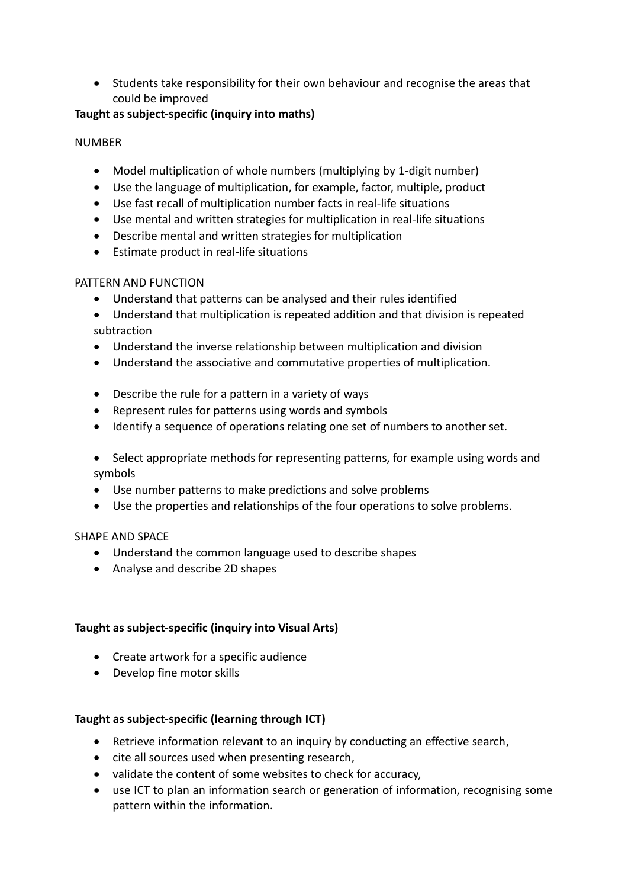- Students take responsibility for their own behaviour and recognise the areas that could be improved

**Taught as subject-specific (inquiry into maths)**

NUMBER

- Model multiplication of whole numbers (multiplying by 1-digit number)
- Use the language of multiplication, for example, factor, multiple, product
- Use fast recall of multiplication number facts in real-life situations
- Use mental and written strategies for multiplication in real-life situations
- Describe mental and written strategies for multiplication
- Estimate product in real-life situations

PATTERN AND FUNCTION

- Understand that patterns can be analysed and their rules identified
- Understand that multiplication is repeated addition and that division is repeated subtraction
- Understand the inverse relationship between multiplication and division
- Understand the associative and commutative properties of multiplication.

- Describe the rule for a pattern in a variety of ways
- Represent rules for patterns using words and symbols
- Identify a sequence of operations relating one set of numbers to another set.

- Select appropriate methods for representing patterns, for example using words and symbols
- Use number patterns to make predictions and solve problems
- Use the properties and relationships of the four operations to solve problems.

SHAPE AND SPACE

- Understand the common language used to describe shapes
- Analyse and describe 2D shapes

**Taught as subject-specific (inquiry into Visual Arts)**

- Create artwork for a specific audience
- Develop fine motor skills

**Taught as subject-specific (learning through ICT)**

- Retrieve information relevant to an inquiry by conducting an effective search,
- cite all sources used when presenting research,
- validate the content of some websites to check for accuracy,
- use ICT to plan an information search or generation of information, recognising some pattern within the information.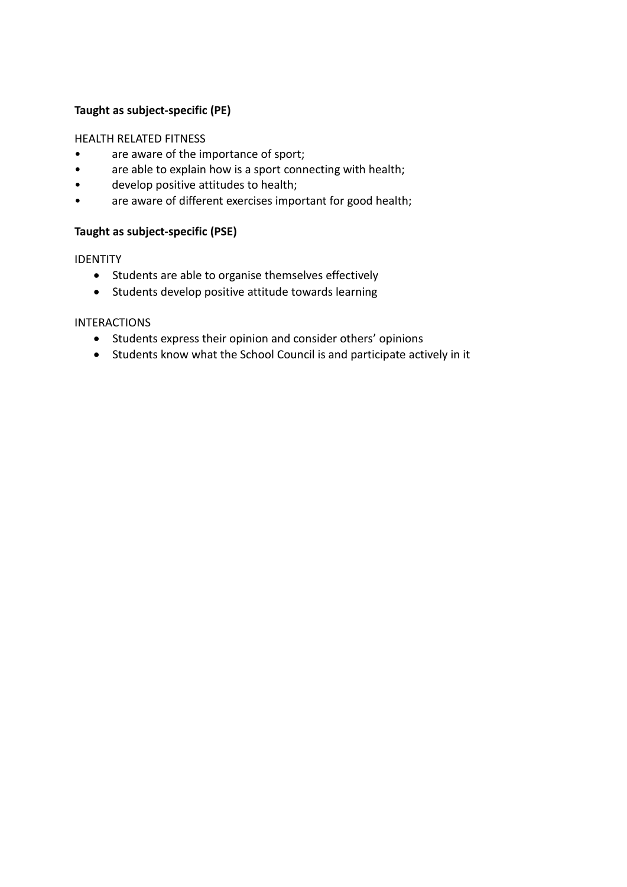**Taught as subject-specific (PE)**

HEALTH RELATED FITNESS

- are aware of the importance of sport;
- are able to explain how is a sport connecting with health;
- develop positive attitudes to health;
- are aware of different exercises important for good health;

**Taught as subject-specific (PSE)**

IDENTITY

- Students are able to organise themselves effectively
- Students develop positive attitude towards learning

INTERACTIONS

- Students express their opinion and consider others' opinions
- Students know what the School Council is and participate actively in it